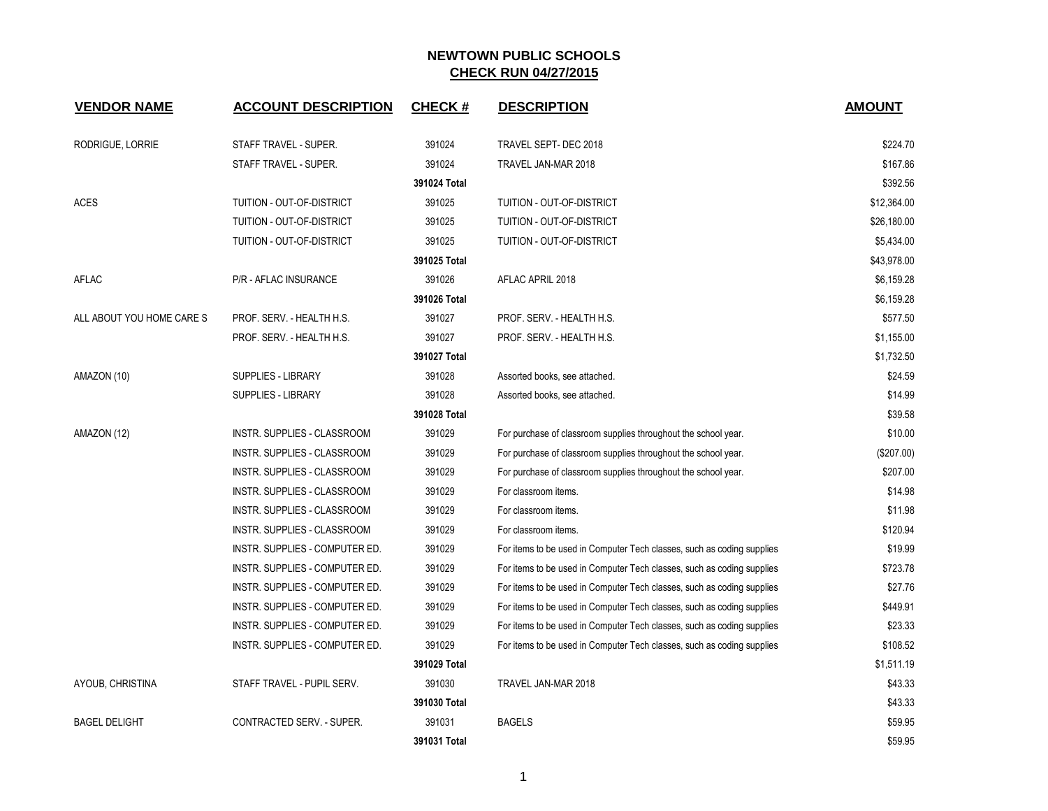# NEWTOWN PUBLIC SCHOOLS

## CHECK RUN 04/27/2015

| VENDOR NAME | ACCOUNT DESCRIPTION | CHECK # | DESCRIPTION | AMOUNT |
|---|---|---|---|---|
| RODRIGUE, LORRIE | STAFF TRAVEL - SUPER. | 391024 | TRAVEL SEPT- DEC 2018 | $224.70 |
| | STAFF TRAVEL - SUPER. | 391024 | TRAVEL JAN-MAR 2018 | $167.86 |
| | | 391024 Total | | $392.56 |
| ACES | TUITION - OUT-OF-DISTRICT | 391025 | TUITION - OUT-OF-DISTRICT | $12,364.00 |
| | TUITION - OUT-OF-DISTRICT | 391025 | TUITION - OUT-OF-DISTRICT | $26,180.00 |
| | TUITION - OUT-OF-DISTRICT | 391025 | TUITION - OUT-OF-DISTRICT | $5,434.00 |
| | | 391025 Total | | $43,978.00 |
| AFLAC | P/R - AFLAC INSURANCE | 391026 | AFLAC APRIL 2018 | $6,159.28 |
| | | 391026 Total | | $6,159.28 |
| ALL ABOUT YOU HOME CARE S | PROF. SERV. - HEALTH H.S. | 391027 | PROF. SERV. - HEALTH H.S. | $577.50 |
| | PROF. SERV. - HEALTH H.S. | 391027 | PROF. SERV. - HEALTH H.S. | $1,155.00 |
| | | 391027 Total | | $1,732.50 |
| AMAZON (10) | SUPPLIES - LIBRARY | 391028 | Assorted books, see attached. | $24.59 |
| | SUPPLIES - LIBRARY | 391028 | Assorted books, see attached. | $14.99 |
| | | 391028 Total | | $39.58 |
| AMAZON (12) | INSTR. SUPPLIES - CLASSROOM | 391029 | For purchase of classroom supplies throughout the school year. | $10.00 |
| | INSTR. SUPPLIES - CLASSROOM | 391029 | For purchase of classroom supplies throughout the school year. | ($207.00) |
| | INSTR. SUPPLIES - CLASSROOM | 391029 | For purchase of classroom supplies throughout the school year. | $207.00 |
| | INSTR. SUPPLIES - CLASSROOM | 391029 | For classroom items. | $14.98 |
| | INSTR. SUPPLIES - CLASSROOM | 391029 | For classroom items. | $11.98 |
| | INSTR. SUPPLIES - CLASSROOM | 391029 | For classroom items. | $120.94 |
| | INSTR. SUPPLIES - COMPUTER ED. | 391029 | For items to be used in Computer Tech classes, such as coding supplies | $19.99 |
| | INSTR. SUPPLIES - COMPUTER ED. | 391029 | For items to be used in Computer Tech classes, such as coding supplies | $723.78 |
| | INSTR. SUPPLIES - COMPUTER ED. | 391029 | For items to be used in Computer Tech classes, such as coding supplies | $27.76 |
| | INSTR. SUPPLIES - COMPUTER ED. | 391029 | For items to be used in Computer Tech classes, such as coding supplies | $449.91 |
| | INSTR. SUPPLIES - COMPUTER ED. | 391029 | For items to be used in Computer Tech classes, such as coding supplies | $23.33 |
| | INSTR. SUPPLIES - COMPUTER ED. | 391029 | For items to be used in Computer Tech classes, such as coding supplies | $108.52 |
| | | 391029 Total | | $1,511.19 |
| AYOUB, CHRISTINA | STAFF TRAVEL - PUPIL SERV. | 391030 | TRAVEL JAN-MAR 2018 | $43.33 |
| | | 391030 Total | | $43.33 |
| BAGEL DELIGHT | CONTRACTED SERV. - SUPER. | 391031 | BAGELS | $59.95 |
| | | 391031 Total | | $59.95 |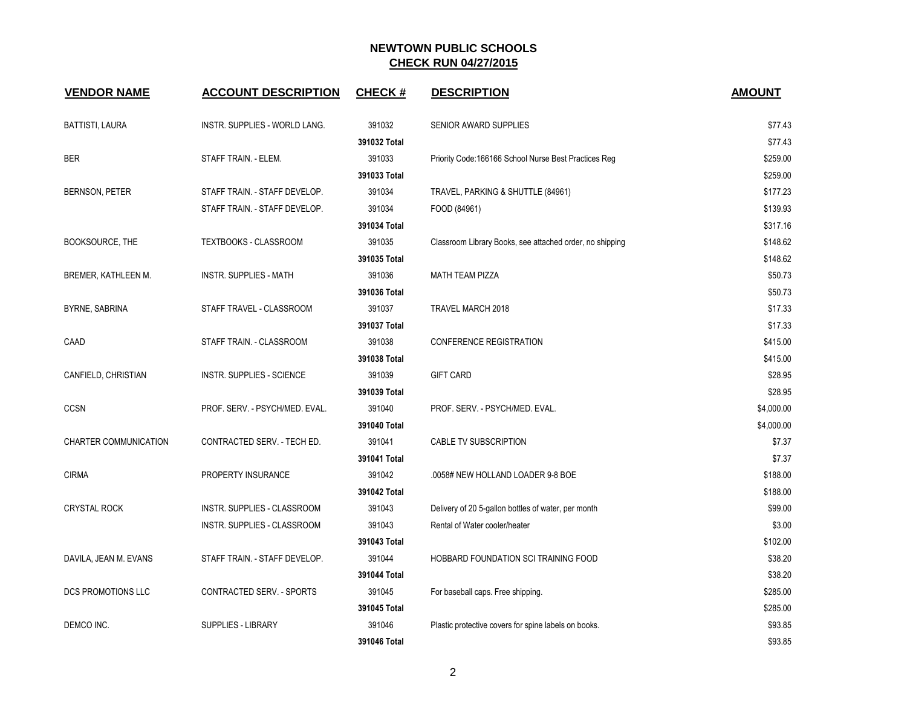# NEWTOWN PUBLIC SCHOOLS
## CHECK RUN 04/27/2015

| VENDOR NAME | ACCOUNT DESCRIPTION | CHECK # | DESCRIPTION | AMOUNT |
|---|---|---|---|---|
| BATTISTI, LAURA | INSTR. SUPPLIES - WORLD LANG. | 391032 | SENIOR AWARD SUPPLIES | $77.43 |
| | | **391032 Total** | | $77.43 |
| BER | STAFF TRAIN. - ELEM. | 391033 | Priority Code:166166 School Nurse Best Practices Reg | $259.00 |
| | | **391033 Total** | | $259.00 |
| BERNSON, PETER | STAFF TRAIN. - STAFF DEVELOP. | 391034 | TRAVEL, PARKING & SHUTTLE (84961) | $177.23 |
| | STAFF TRAIN. - STAFF DEVELOP. | 391034 | FOOD (84961) | $139.93 |
| | | **391034 Total** | | $317.16 |
| BOOKSOURCE, THE | TEXTBOOKS - CLASSROOM | 391035 | Classroom Library Books, see attached order, no shipping | $148.62 |
| | | **391035 Total** | | $148.62 |
| BREMER, KATHLEEN M. | INSTR. SUPPLIES - MATH | 391036 | MATH TEAM PIZZA | $50.73 |
| | | **391036 Total** | | $50.73 |
| BYRNE, SABRINA | STAFF TRAVEL - CLASSROOM | 391037 | TRAVEL MARCH 2018 | $17.33 |
| | | **391037 Total** | | $17.33 |
| CAAD | STAFF TRAIN. - CLASSROOM | 391038 | CONFERENCE REGISTRATION | $415.00 |
| | | **391038 Total** | | $415.00 |
| CANFIELD, CHRISTIAN | INSTR. SUPPLIES - SCIENCE | 391039 | GIFT CARD | $28.95 |
| | | **391039 Total** | | $28.95 |
| CCSN | PROF. SERV. - PSYCH/MED. EVAL. | 391040 | PROF. SERV. - PSYCH/MED. EVAL. | $4,000.00 |
| | | **391040 Total** | | $4,000.00 |
| CHARTER COMMUNICATION | CONTRACTED SERV. - TECH ED. | 391041 | CABLE TV SUBSCRIPTION | $7.37 |
| | | **391041 Total** | | $7.37 |
| CIRMA | PROPERTY INSURANCE | 391042 | .0058# NEW HOLLAND LOADER 9-8 BOE | $188.00 |
| | | **391042 Total** | | $188.00 |
| CRYSTAL ROCK | INSTR. SUPPLIES - CLASSROOM | 391043 | Delivery of 20 5-gallon bottles of water, per month | $99.00 |
| | INSTR. SUPPLIES - CLASSROOM | 391043 | Rental of Water cooler/heater | $3.00 |
| | | **391043 Total** | | $102.00 |
| DAVILA, JEAN M. EVANS | STAFF TRAIN. - STAFF DEVELOP. | 391044 | HOBBARD FOUNDATION SCI TRAINING FOOD | $38.20 |
| | | **391044 Total** | | $38.20 |
| DCS PROMOTIONS LLC | CONTRACTED SERV. - SPORTS | 391045 | For baseball caps. Free shipping. | $285.00 |
| | | **391045 Total** | | $285.00 |
| DEMCO INC. | SUPPLIES - LIBRARY | 391046 | Plastic protective covers for spine labels on books. | $93.85 |
| | | **391046 Total** | | $93.85 |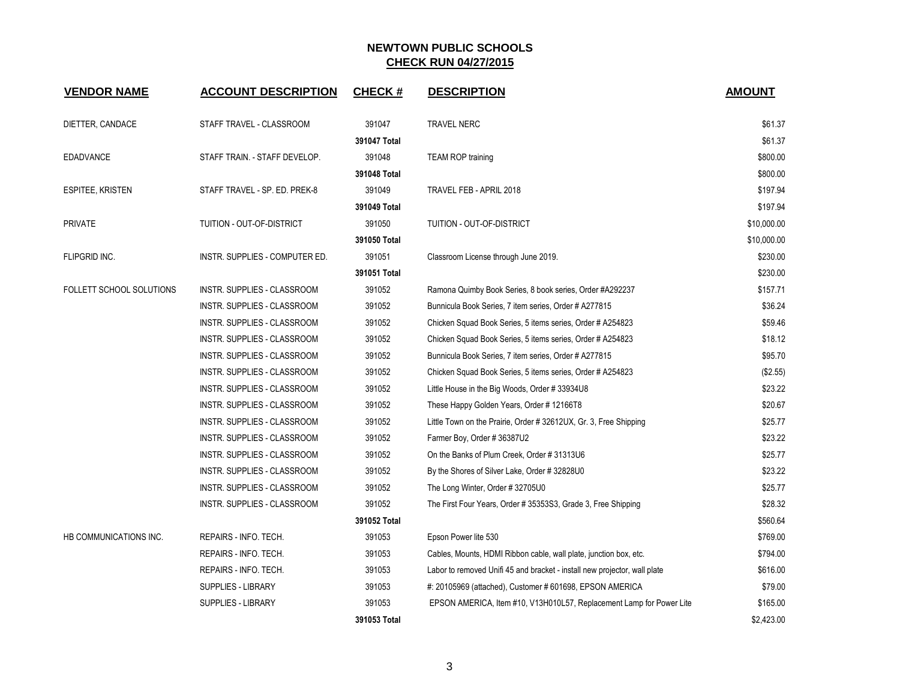# NEWTOWN PUBLIC SCHOOLS

## CHECK RUN 04/27/2015

| VENDOR NAME | ACCOUNT DESCRIPTION | CHECK # | DESCRIPTION | AMOUNT |
|---|---|---|---|---|
| DIETTER, CANDACE | STAFF TRAVEL - CLASSROOM | 391047 | TRAVEL NERC | $61.37 |
| | | **391047 Total** | | $61.37 |
| EDADVANCE | STAFF TRAIN. - STAFF DEVELOP. | 391048 | TEAM ROP training | $800.00 |
| | | **391048 Total** | | $800.00 |
| ESPITEE, KRISTEN | STAFF TRAVEL - SP. ED. PREK-8 | 391049 | TRAVEL FEB - APRIL 2018 | $197.94 |
| | | **391049 Total** | | $197.94 |
| PRIVATE | TUITION - OUT-OF-DISTRICT | 391050 | TUITION - OUT-OF-DISTRICT | $10,000.00 |
| | | **391050 Total** | | $10,000.00 |
| FLIPGRID INC. | INSTR. SUPPLIES - COMPUTER ED. | 391051 | Classroom License through June 2019. | $230.00 |
| | | **391051 Total** | | $230.00 |
| FOLLETT SCHOOL SOLUTIONS | INSTR. SUPPLIES - CLASSROOM | 391052 | Ramona Quimby Book Series, 8 book series, Order #A292237 | $157.71 |
| | INSTR. SUPPLIES - CLASSROOM | 391052 | Bunnicula Book Series, 7 item series, Order # A277815 | $36.24 |
| | INSTR. SUPPLIES - CLASSROOM | 391052 | Chicken Squad Book Series, 5 items series, Order # A254823 | $59.46 |
| | INSTR. SUPPLIES - CLASSROOM | 391052 | Chicken Squad Book Series, 5 items series, Order # A254823 | $18.12 |
| | INSTR. SUPPLIES - CLASSROOM | 391052 | Bunnicula Book Series, 7 item series, Order # A277815 | $95.70 |
| | INSTR. SUPPLIES - CLASSROOM | 391052 | Chicken Squad Book Series, 5 items series, Order # A254823 | ($2.55) |
| | INSTR. SUPPLIES - CLASSROOM | 391052 | Little House in the Big Woods, Order # 33934U8 | $23.22 |
| | INSTR. SUPPLIES - CLASSROOM | 391052 | These Happy Golden Years, Order # 12166T8 | $20.67 |
| | INSTR. SUPPLIES - CLASSROOM | 391052 | Little Town on the Prairie, Order # 32612UX, Gr. 3, Free Shipping | $25.77 |
| | INSTR. SUPPLIES - CLASSROOM | 391052 | Farmer Boy, Order # 36387U2 | $23.22 |
| | INSTR. SUPPLIES - CLASSROOM | 391052 | On the Banks of Plum Creek, Order # 31313U6 | $25.77 |
| | INSTR. SUPPLIES - CLASSROOM | 391052 | By the Shores of Silver Lake, Order # 32828U0 | $23.22 |
| | INSTR. SUPPLIES - CLASSROOM | 391052 | The Long Winter, Order # 32705U0 | $25.77 |
| | INSTR. SUPPLIES - CLASSROOM | 391052 | The First Four Years, Order # 35353S3, Grade 3, Free Shipping | $28.32 |
| | | **391052 Total** | | $560.64 |
| HB COMMUNICATIONS INC. | REPAIRS - INFO. TECH. | 391053 | Epson Power lite 530 | $769.00 |
| | REPAIRS - INFO. TECH. | 391053 | Cables, Mounts, HDMI Ribbon cable, wall plate, junction box, etc. | $794.00 |
| | REPAIRS - INFO. TECH. | 391053 | Labor to removed Unifi 45 and bracket - install new projector, wall plate | $616.00 |
| | SUPPLIES - LIBRARY | 391053 | #: 20105969 (attached), Customer # 601698, EPSON AMERICA | $79.00 |
| | SUPPLIES - LIBRARY | 391053 | EPSON AMERICA, Item #10, V13H010L57, Replacement Lamp for Power Lite | $165.00 |
| | | **391053 Total** | | $2,423.00 |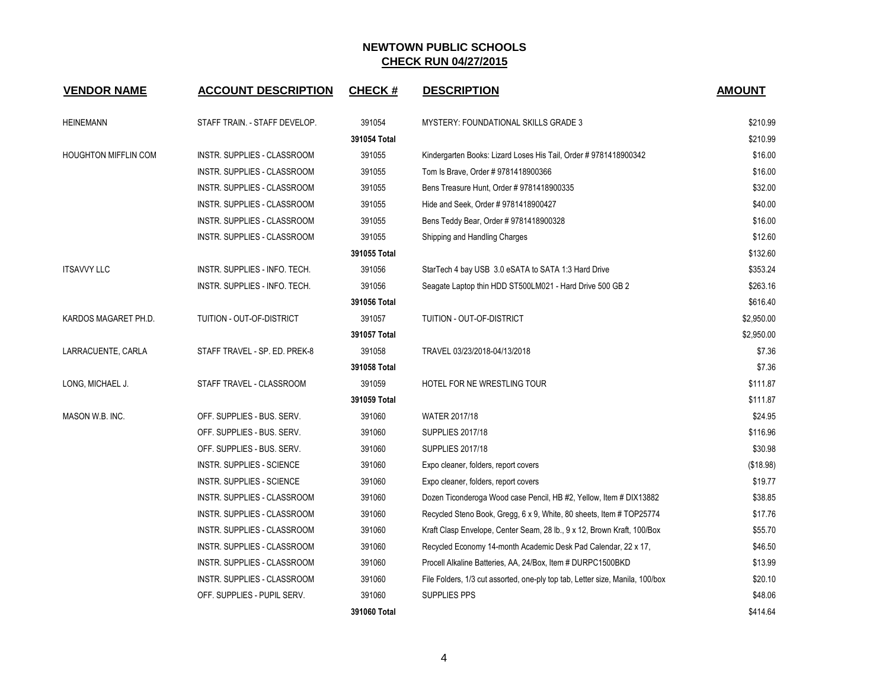# NEWTOWN PUBLIC SCHOOLS

## CHECK RUN 04/27/2015

| VENDOR NAME | ACCOUNT DESCRIPTION | CHECK # | DESCRIPTION | AMOUNT |
|---|---|---|---|---|
| HEINEMANN | STAFF TRAIN. - STAFF DEVELOP. | 391054 | MYSTERY: FOUNDATIONAL SKILLS GRADE 3 | $210.99 |
| | | **391054 Total** | | $210.99 |
| HOUGHTON MIFFLIN COM | INSTR. SUPPLIES - CLASSROOM | 391055 | Kindergarten Books: Lizard Loses His Tail, Order # 9781418900342 | $16.00 |
| | INSTR. SUPPLIES - CLASSROOM | 391055 | Tom Is Brave, Order # 9781418900366 | $16.00 |
| | INSTR. SUPPLIES - CLASSROOM | 391055 | Bens Treasure Hunt, Order # 9781418900335 | $32.00 |
| | INSTR. SUPPLIES - CLASSROOM | 391055 | Hide and Seek, Order # 9781418900427 | $40.00 |
| | INSTR. SUPPLIES - CLASSROOM | 391055 | Bens Teddy Bear, Order # 9781418900328 | $16.00 |
| | INSTR. SUPPLIES - CLASSROOM | 391055 | Shipping and Handling Charges | $12.60 |
| | | **391055 Total** | | $132.60 |
| ITSAVVY LLC | INSTR. SUPPLIES - INFO. TECH. | 391056 | StarTech 4 bay USB 3.0 eSATA to SATA 1:3 Hard Drive | $353.24 |
| | INSTR. SUPPLIES - INFO. TECH. | 391056 | Seagate Laptop thin HDD ST500LM021 - Hard Drive 500 GB 2 | $263.16 |
| | | **391056 Total** | | $616.40 |
| KARDOS MAGARET PH.D. | TUITION - OUT-OF-DISTRICT | 391057 | TUITION - OUT-OF-DISTRICT | $2,950.00 |
| | | **391057 Total** | | $2,950.00 |
| LARRACUENTE, CARLA | STAFF TRAVEL - SP. ED. PREK-8 | 391058 | TRAVEL 03/23/2018-04/13/2018 | $7.36 |
| | | **391058 Total** | | $7.36 |
| LONG, MICHAEL J. | STAFF TRAVEL - CLASSROOM | 391059 | HOTEL FOR NE WRESTLING TOUR | $111.87 |
| | | **391059 Total** | | $111.87 |
| MASON W.B. INC. | OFF. SUPPLIES - BUS. SERV. | 391060 | WATER 2017/18 | $24.95 |
| | OFF. SUPPLIES - BUS. SERV. | 391060 | SUPPLIES 2017/18 | $116.96 |
| | OFF. SUPPLIES - BUS. SERV. | 391060 | SUPPLIES 2017/18 | $30.98 |
| | INSTR. SUPPLIES - SCIENCE | 391060 | Expo cleaner, folders, report covers | ($18.98) |
| | INSTR. SUPPLIES - SCIENCE | 391060 | Expo cleaner, folders, report covers | $19.77 |
| | INSTR. SUPPLIES - CLASSROOM | 391060 | Dozen Ticonderoga Wood case Pencil, HB #2, Yellow, Item # DIX13882 | $38.85 |
| | INSTR. SUPPLIES - CLASSROOM | 391060 | Recycled Steno Book, Gregg, 6 x 9, White, 80 sheets, Item # TOP25774 | $17.76 |
| | INSTR. SUPPLIES - CLASSROOM | 391060 | Kraft Clasp Envelope, Center Seam, 28 lb., 9 x 12, Brown Kraft, 100/Box | $55.70 |
| | INSTR. SUPPLIES - CLASSROOM | 391060 | Recycled Economy 14-month Academic Desk Pad Calendar, 22 x 17, | $46.50 |
| | INSTR. SUPPLIES - CLASSROOM | 391060 | Procell Alkaline Batteries, AA, 24/Box, Item # DURPC1500BKD | $13.99 |
| | INSTR. SUPPLIES - CLASSROOM | 391060 | File Folders, 1/3 cut assorted, one-ply top tab, Letter size, Manila, 100/box | $20.10 |
| | OFF. SUPPLIES - PUPIL SERV. | 391060 | SUPPLIES PPS | $48.06 |
| | | **391060 Total** | | $414.64 |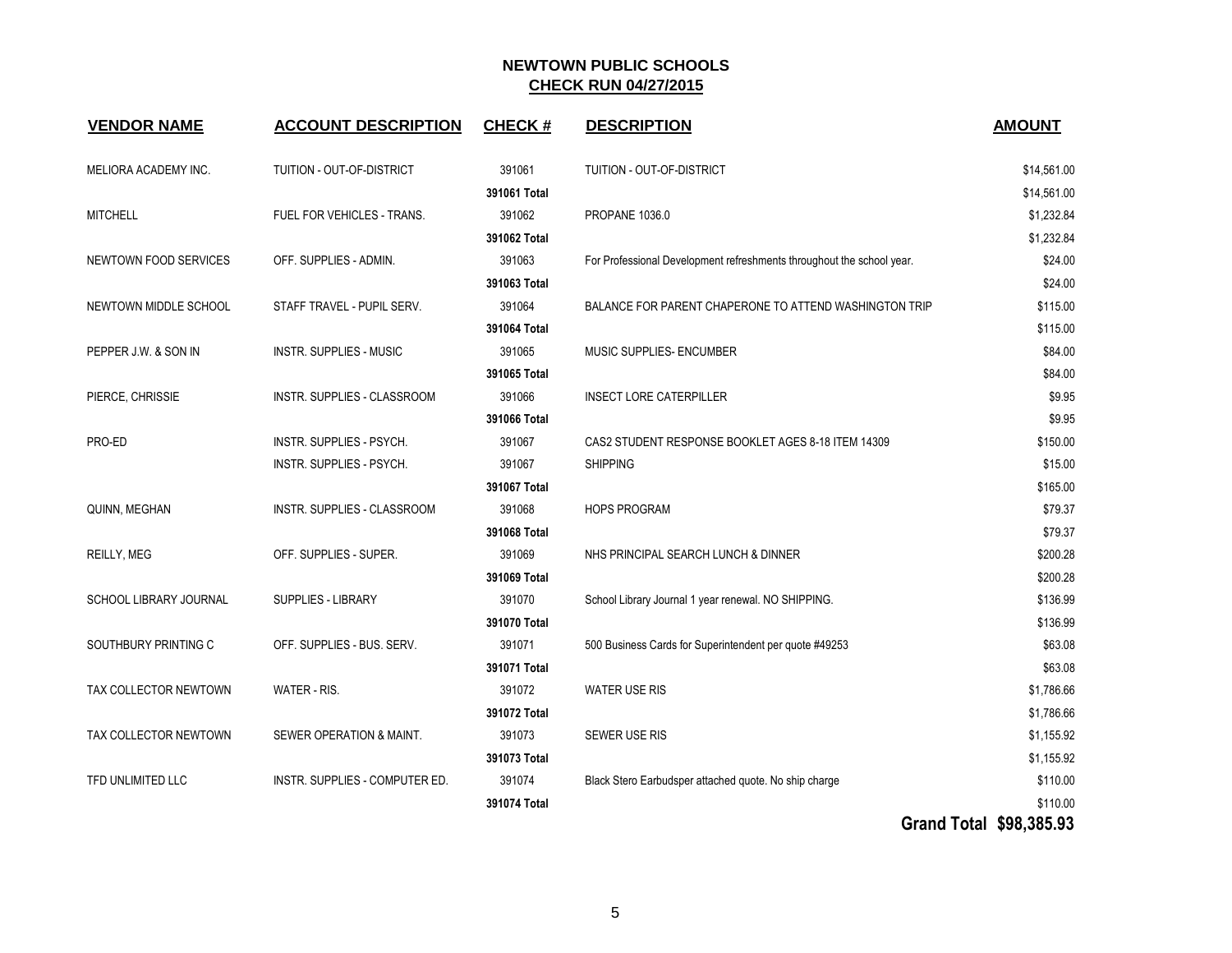# NEWTOWN PUBLIC SCHOOLS
## CHECK RUN 04/27/2015

| VENDOR NAME | ACCOUNT DESCRIPTION | CHECK # | DESCRIPTION | AMOUNT |
|---|---|---|---|---|
| MELIORA ACADEMY INC. | TUITION - OUT-OF-DISTRICT | 391061 | TUITION - OUT-OF-DISTRICT | $14,561.00 |
| | | 391061 Total | | $14,561.00 |
| MITCHELL | FUEL FOR VEHICLES - TRANS. | 391062 | PROPANE 1036.0 | $1,232.84 |
| | | 391062 Total | | $1,232.84 |
| NEWTOWN FOOD SERVICES | OFF. SUPPLIES - ADMIN. | 391063 | For Professional Development refreshments throughout the school year. | $24.00 |
| | | 391063 Total | | $24.00 |
| NEWTOWN MIDDLE SCHOOL | STAFF TRAVEL - PUPIL SERV. | 391064 | BALANCE FOR PARENT CHAPERONE TO ATTEND WASHINGTON TRIP | $115.00 |
| | | 391064 Total | | $115.00 |
| PEPPER J.W. & SON IN | INSTR. SUPPLIES - MUSIC | 391065 | MUSIC SUPPLIES- ENCUMBER | $84.00 |
| | | 391065 Total | | $84.00 |
| PIERCE, CHRISSIE | INSTR. SUPPLIES - CLASSROOM | 391066 | INSECT LORE CATERPILLER | $9.95 |
| | | 391066 Total | | $9.95 |
| PRO-ED | INSTR. SUPPLIES - PSYCH. | 391067 | CAS2 STUDENT RESPONSE BOOKLET AGES 8-18 ITEM 14309 | $150.00 |
| | INSTR. SUPPLIES - PSYCH. | 391067 | SHIPPING | $15.00 |
| | | 391067 Total | | $165.00 |
| QUINN, MEGHAN | INSTR. SUPPLIES - CLASSROOM | 391068 | HOPS PROGRAM | $79.37 |
| | | 391068 Total | | $79.37 |
| REILLY, MEG | OFF. SUPPLIES - SUPER. | 391069 | NHS PRINCIPAL SEARCH LUNCH & DINNER | $200.28 |
| | | 391069 Total | | $200.28 |
| SCHOOL LIBRARY JOURNAL | SUPPLIES - LIBRARY | 391070 | School Library Journal 1 year renewal. NO SHIPPING. | $136.99 |
| | | 391070 Total | | $136.99 |
| SOUTHBURY PRINTING C | OFF. SUPPLIES - BUS. SERV. | 391071 | 500 Business Cards for Superintendent per quote #49253 | $63.08 |
| | | 391071 Total | | $63.08 |
| TAX COLLECTOR NEWTOWN | WATER - RIS. | 391072 | WATER USE RIS | $1,786.66 |
| | | 391072 Total | | $1,786.66 |
| TAX COLLECTOR NEWTOWN | SEWER OPERATION & MAINT. | 391073 | SEWER USE RIS | $1,155.92 |
| | | 391073 Total | | $1,155.92 |
| TFD UNLIMITED LLC | INSTR. SUPPLIES - COMPUTER ED. | 391074 | Black Stero Earbudsper attached quote. No ship charge | $110.00 |
| | | 391074 Total | | $110.00 |
| | | | **Grand Total** | **$98,385.93** |